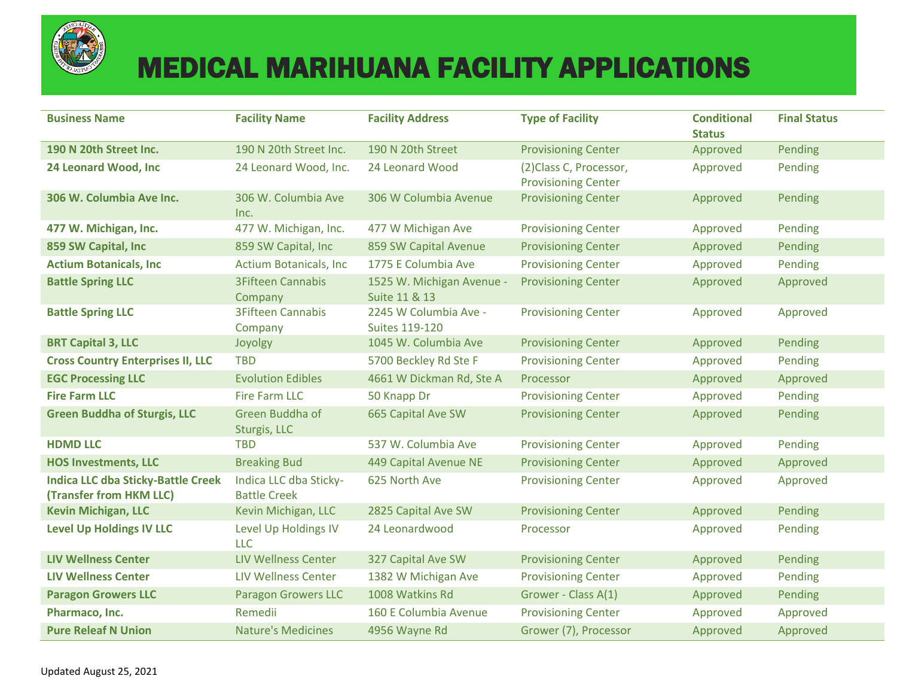# MEDICAL MARIHUANA FACILITY APPLICATIONS

| Business Name | Facility Name | Facility Address | Type of Facility | Conditional Status | Final Status |
|---|---|---|---|---|---|
| **190 N 20th Street Inc.** | 190 N 20th Street Inc. | 190 N 20th Street | Provisioning Center | Approved | Pending |
| **24 Leonard Wood, Inc** | 24 Leonard Wood, Inc. | 24 Leonard Wood | (2)Class C, Processor, Provisioning Center | Approved | Pending |
| **306 W. Columbia Ave Inc.** | 306 W. Columbia Ave Inc. | 306 W Columbia Avenue | Provisioning Center | Approved | Pending |
| **477 W. Michigan, Inc.** | 477 W. Michigan, Inc. | 477 W Michigan Ave | Provisioning Center | Approved | Pending |
| **859 SW Capital, Inc** | 859 SW Capital, Inc | 859 SW Capital Avenue | Provisioning Center | Approved | Pending |
| **Actium Botanicals, Inc** | Actium Botanicals, Inc | 1775 E Columbia Ave | Provisioning Center | Approved | Pending |
| **Battle Spring LLC** | 3Fifteen Cannabis Company | 1525 W. Michigan Avenue - Suite 11 & 13 | Provisioning Center | Approved | Approved |
| **Battle Spring LLC** | 3Fifteen Cannabis Company | 2245 W Columbia Ave - Suites 119-120 | Provisioning Center | Approved | Approved |
| **BRT Capital 3, LLC** | Joyolgy | 1045 W. Columbia Ave | Provisioning Center | Approved | Pending |
| **Cross Country Enterprises II, LLC** | TBD | 5700 Beckley Rd Ste F | Provisioning Center | Approved | Pending |
| **EGC Processing LLC** | Evolution Edibles | 4661 W Dickman Rd, Ste A | Processor | Approved | Approved |
| **Fire Farm LLC** | Fire Farm LLC | 50 Knapp Dr | Provisioning Center | Approved | Pending |
| **Green Buddha of Sturgis, LLC** | Green Buddha of Sturgis, LLC | 665 Capital Ave SW | Provisioning Center | Approved | Pending |
| **HDMD LLC** | TBD | 537 W. Columbia Ave | Provisioning Center | Approved | Pending |
| **HOS Investments, LLC** | Breaking Bud | 449 Capital Avenue NE | Provisioning Center | Approved | Approved |
| **Indica LLC dba Sticky-Battle Creek (Transfer from HKM LLC)** | Indica LLC dba Sticky-Battle Creek | 625 North Ave | Provisioning Center | Approved | Approved |
| **Kevin Michigan, LLC** | Kevin Michigan, LLC | 2825 Capital Ave SW | Provisioning Center | Approved | Pending |
| **Level Up Holdings IV LLC** | Level Up Holdings IV LLC | 24 Leonardwood | Processor | Approved | Pending |
| **LIV Wellness Center** | LIV Wellness Center | 327 Capital Ave SW | Provisioning Center | Approved | Pending |
| **LIV Wellness Center** | LIV Wellness Center | 1382 W Michigan Ave | Provisioning Center | Approved | Pending |
| **Paragon Growers LLC** | Paragon Growers LLC | 1008 Watkins Rd | Grower - Class A(1) | Approved | Pending |
| **Pharmaco, Inc.** | Remedii | 160 E Columbia Avenue | Provisioning Center | Approved | Approved |
| **Pure Releaf N Union** | Nature's Medicines | 4956 Wayne Rd | Grower (7), Processor | Approved | Approved |

Updated August 25, 2021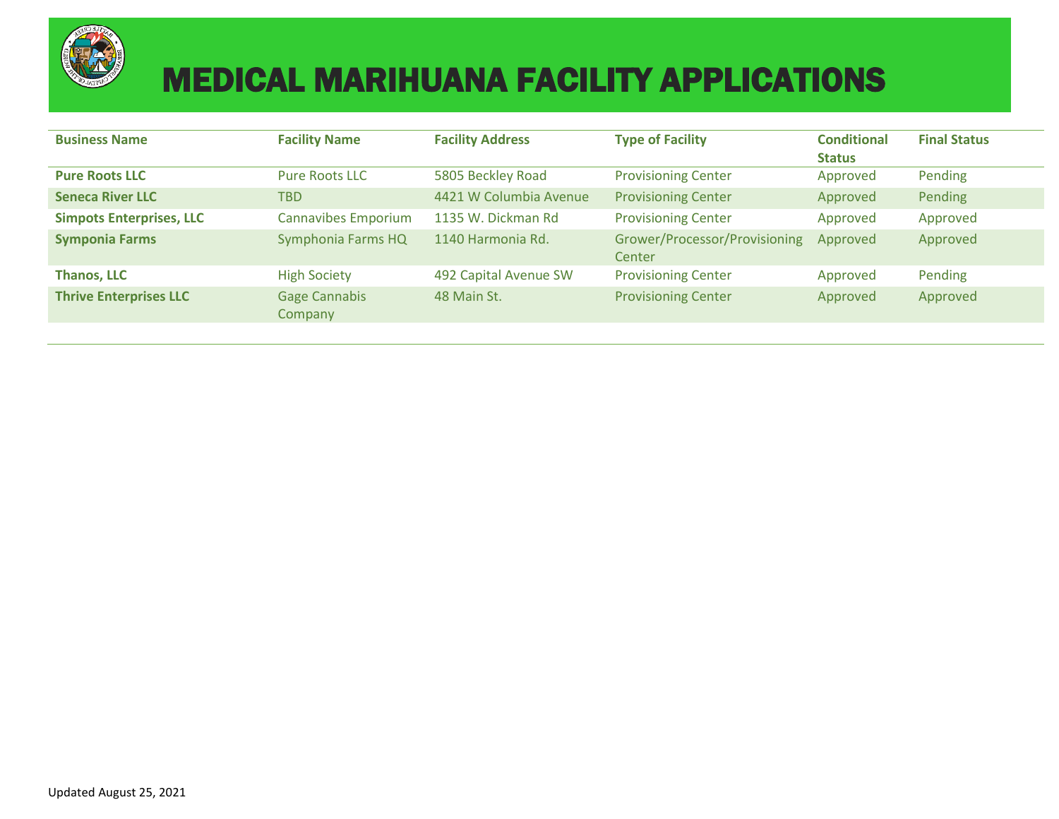# MEDICAL MARIHUANA FACILITY APPLICATIONS

| Business Name | Facility Name | Facility Address | Type of Facility | Conditional Status | Final Status |
|---|---|---|---|---|---|
| **Pure Roots LLC** | Pure Roots LLC | 5805 Beckley Road | Provisioning Center | Approved | Pending |
| **Seneca River LLC** | TBD | 4421 W Columbia Avenue | Provisioning Center | Approved | Pending |
| **Simpots Enterprises, LLC** | Cannavibes Emporium | 1135 W. Dickman Rd | Provisioning Center | Approved | Approved |
| **Symponia Farms** | Symphonia Farms HQ | 1140 Harmonia Rd. | Grower/Processor/Provisioning Center | Approved | Approved |
| **Thanos, LLC** | High Society | 492 Capital Avenue SW | Provisioning Center | Approved | Pending |
| **Thrive Enterprises LLC** | Gage Cannabis Company | 48 Main St. | Provisioning Center | Approved | Approved |

Updated August 25, 2021